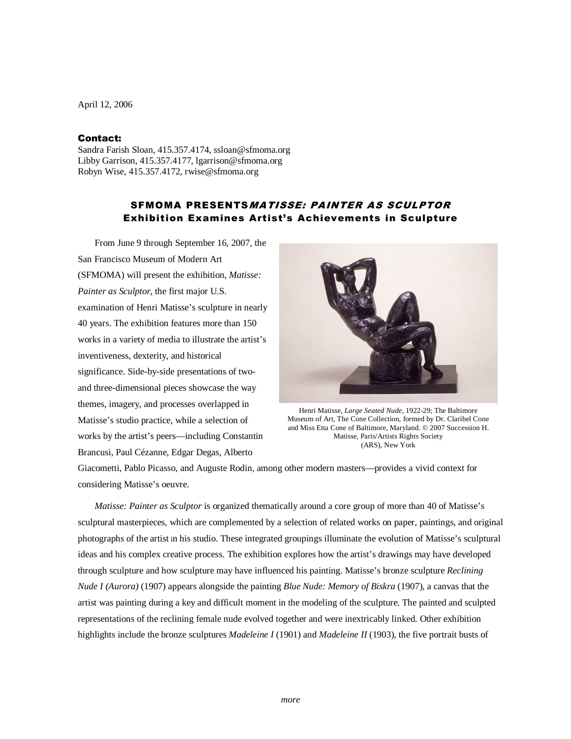April 12, 2006

**Contact:**
Sandra Farish Sloan, 415.357.4174, ssloan@sfmoma.org
Libby Garrison, 415.357.4177, lgarrison@sfmoma.org
Robyn Wise, 415.357.4172, rwise@sfmoma.org

## SFMOMA PRESENTS *MATISSE: PAINTER AS SCULPTOR*
### Exhibition Examines Artist's Achievements in Sculpture

From June 9 through September 16, 2007, the San Francisco Museum of Modern Art (SFMOMA) will present the exhibition, *Matisse: Painter as Sculptor*, the first major U.S. examination of Henri Matisse's sculpture in nearly 40 years. The exhibition features more than 150 works in a variety of media to illustrate the artist's inventiveness, dexterity, and historical significance. Side-by-side presentations of two- and three-dimensional pieces showcase the way themes, imagery, and processes overlapped in Matisse's studio practice, while a selection of works by the artist's peers—including Constantin Brancusi, Paul Cézanne, Edgar Degas, Alberto Giacometti, Pablo Picasso, and Auguste Rodin, among other modern masters—provides a vivid context for considering Matisse's oeuvre.

Henri Matisse, *Large Seated Nude*, 1922-29; The Baltimore Museum of Art, The Cone Collection, formed by Dr. Claribel Cone and Miss Etta Cone of Baltimore, Maryland. © 2007 Succession H. Matisse, Paris/Artists Rights Society (ARS), New York

*Matisse: Painter as Sculptor* is organized thematically around a core group of more than 40 of Matisse's sculptural masterpieces, which are complemented by a selection of related works on paper, paintings, and original photographs of the artist in his studio. These integrated groupings illuminate the evolution of Matisse's sculptural ideas and his complex creative process. The exhibition explores how the artist's drawings may have developed through sculpture and how sculpture may have influenced his painting. Matisse's bronze sculpture *Reclining Nude I (Aurora)* (1907) appears alongside the painting *Blue Nude: Memory of Biskra* (1907), a canvas that the artist was painting during a key and difficult moment in the modeling of the sculpture. The painted and sculpted representations of the reclining female nude evolved together and were inextricably linked. Other exhibition highlights include the bronze sculptures *Madeleine I* (1901) and *Madeleine II* (1903), the five portrait busts of

*more*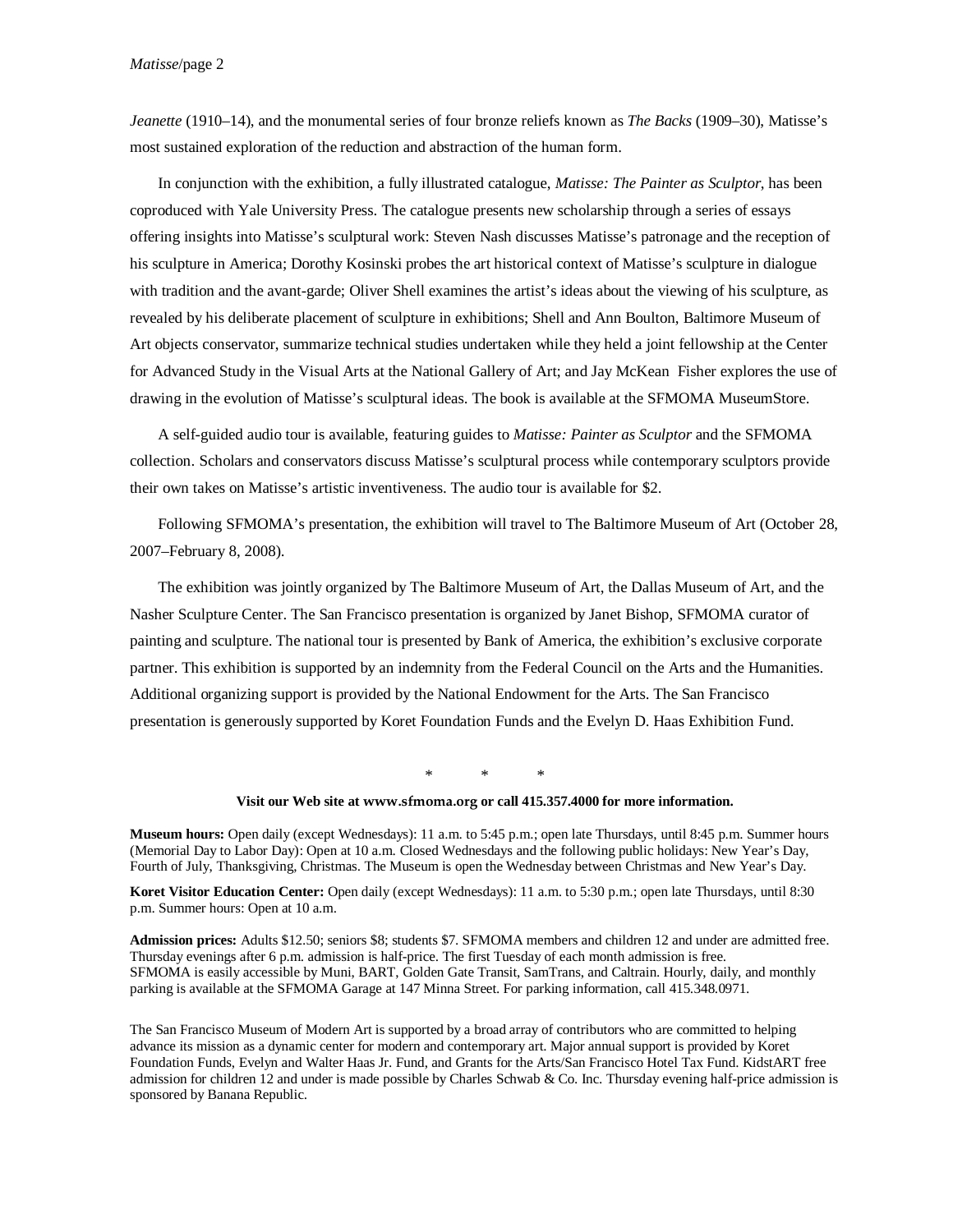*Jeanette* (1910–14), and the monumental series of four bronze reliefs known as *The Backs* (1909–30), Matisse's most sustained exploration of the reduction and abstraction of the human form.

In conjunction with the exhibition, a fully illustrated catalogue, *Matisse: The Painter as Sculptor*, has been coproduced with Yale University Press. The catalogue presents new scholarship through a series of essays offering insights into Matisse's sculptural work: Steven Nash discusses Matisse's patronage and the reception of his sculpture in America; Dorothy Kosinski probes the art historical context of Matisse's sculpture in dialogue with tradition and the avant-garde; Oliver Shell examines the artist's ideas about the viewing of his sculpture, as revealed by his deliberate placement of sculpture in exhibitions; Shell and Ann Boulton, Baltimore Museum of Art objects conservator, summarize technical studies undertaken while they held a joint fellowship at the Center for Advanced Study in the Visual Arts at the National Gallery of Art; and Jay McKean Fisher explores the use of drawing in the evolution of Matisse's sculptural ideas. The book is available at the SFMOMA MuseumStore.

A self-guided audio tour is available, featuring guides to *Matisse: Painter as Sculptor* and the SFMOMA collection. Scholars and conservators discuss Matisse's sculptural process while contemporary sculptors provide their own takes on Matisse's artistic inventiveness. The audio tour is available for $2.

Following SFMOMA's presentation, the exhibition will travel to The Baltimore Museum of Art (October 28, 2007–February 8, 2008).

The exhibition was jointly organized by The Baltimore Museum of Art, the Dallas Museum of Art, and the Nasher Sculpture Center. The San Francisco presentation is organized by Janet Bishop, SFMOMA curator of painting and sculpture. The national tour is presented by Bank of America, the exhibition's exclusive corporate partner. This exhibition is supported by an indemnity from the Federal Council on the Arts and the Humanities. Additional organizing support is provided by the National Endowment for the Arts. The San Francisco presentation is generously supported by Koret Foundation Funds and the Evelyn D. Haas Exhibition Fund.

\*   \*   \*

**Visit our Web site at www.sfmoma.org or call 415.357.4000 for more information.**

**Museum hours:** Open daily (except Wednesdays): 11 a.m. to 5:45 p.m.; open late Thursdays, until 8:45 p.m. Summer hours (Memorial Day to Labor Day): Open at 10 a.m. Closed Wednesdays and the following public holidays: New Year's Day, Fourth of July, Thanksgiving, Christmas. The Museum is open the Wednesday between Christmas and New Year's Day.

**Koret Visitor Education Center:** Open daily (except Wednesdays): 11 a.m. to 5:30 p.m.; open late Thursdays, until 8:30 p.m. Summer hours: Open at 10 a.m.

**Admission prices:** Adults $12.50; seniors $8; students $7. SFMOMA members and children 12 and under are admitted free. Thursday evenings after 6 p.m. admission is half-price. The first Tuesday of each month admission is free. SFMOMA is easily accessible by Muni, BART, Golden Gate Transit, SamTrans, and Caltrain. Hourly, daily, and monthly parking is available at the SFMOMA Garage at 147 Minna Street. For parking information, call 415.348.0971.

The San Francisco Museum of Modern Art is supported by a broad array of contributors who are committed to helping advance its mission as a dynamic center for modern and contemporary art. Major annual support is provided by Koret Foundation Funds, Evelyn and Walter Haas Jr. Fund, and Grants for the Arts/San Francisco Hotel Tax Fund. KidstART free admission for children 12 and under is made possible by Charles Schwab & Co. Inc. Thursday evening half-price admission is sponsored by Banana Republic.